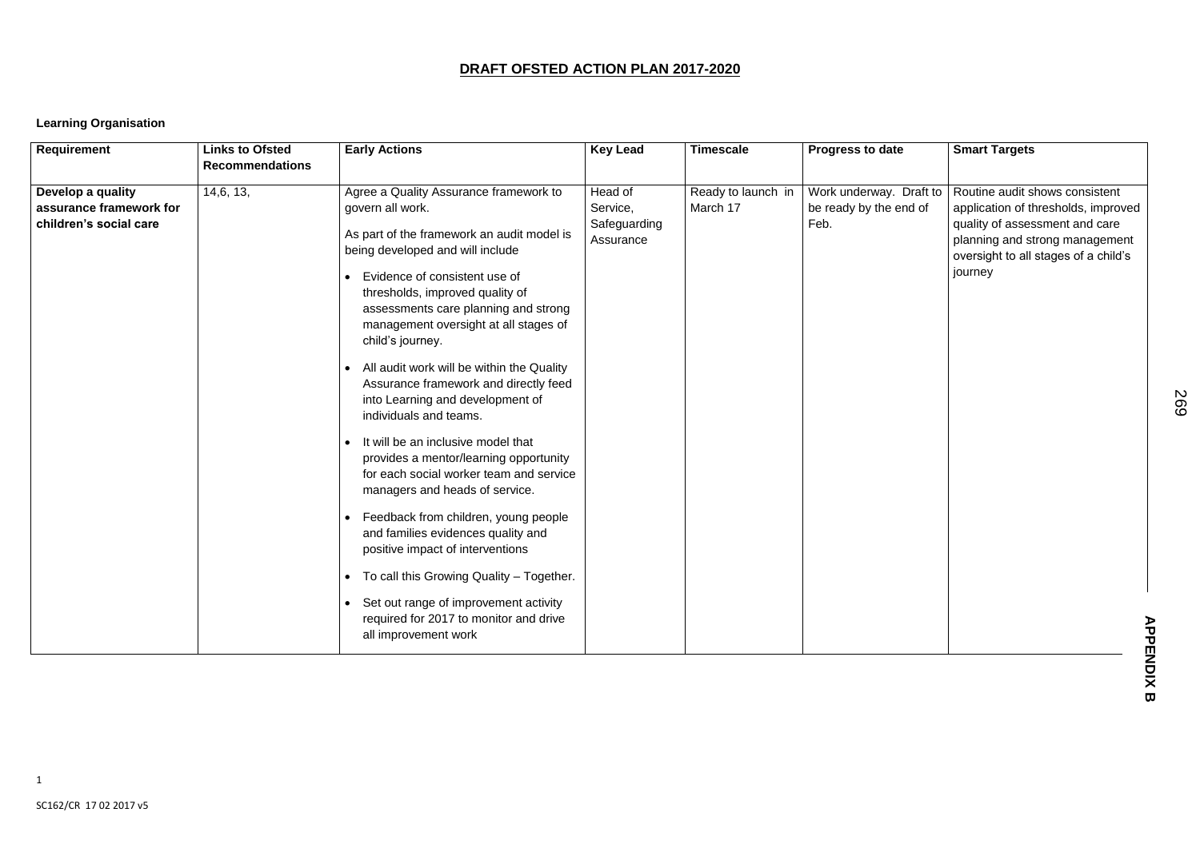# DRAFT OFSTED ACTION PLAN 2017-2020

**Learning Organisation**

| Requirement | Links to Ofsted Recommendations | Early Actions | Key Lead | Timescale | Progress to date | Smart Targets |
|---|---|---|---|---|---|---|
| **Develop a quality assurance framework for children's social care** | 14,6, 13, | Agree a Quality Assurance framework to govern all work.<br><br>As part of the framework an audit model is being developed and will include<br><br>• Evidence of consistent use of thresholds, improved quality of assessments care planning and strong management oversight at all stages of child's journey.<br><br>• All audit work will be within the Quality Assurance framework and directly feed into Learning and development of individuals and teams.<br><br>• It will be an inclusive model that provides a mentor/learning opportunity for each social worker team and service managers and heads of service.<br><br>• Feedback from children, young people and families evidences quality and positive impact of interventions<br><br>• To call this Growing Quality – Together.<br><br>• Set out range of improvement activity required for 2017 to monitor and drive all improvement work | Head of Service, Safeguarding Assurance | Ready to launch in March 17 | Work underway. Draft to be ready by the end of Feb. | Routine audit shows consistent application of thresholds, improved quality of assessment and care planning and strong management oversight to all stages of a child's journey |

APPENDIX B

SC162/CR 17 02 2017 v5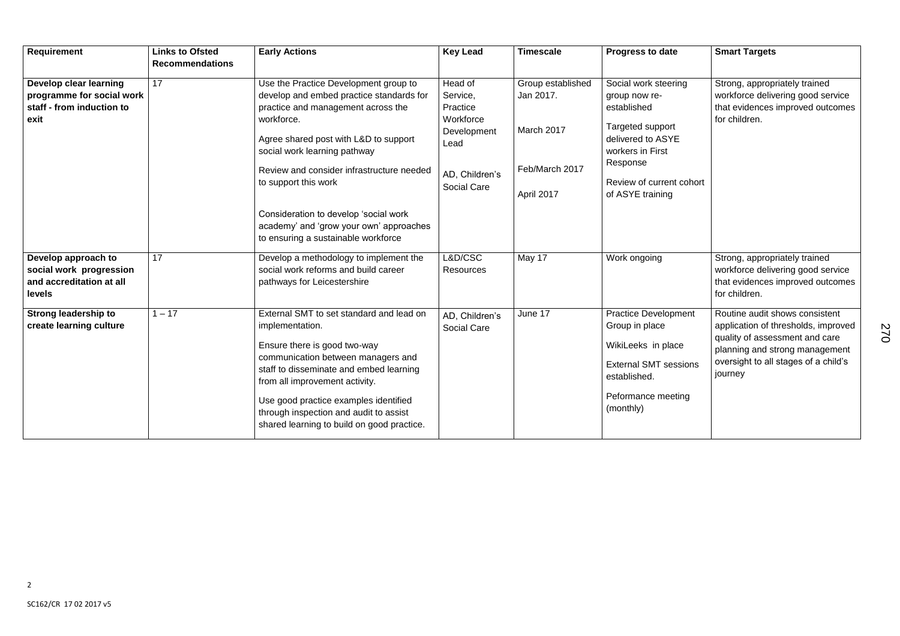| Requirement | Links to Ofsted Recommendations | Early Actions | Key Lead | Timescale | Progress to date | Smart Targets |
|---|---|---|---|---|---|---|
| **Develop clear learning programme for social work staff - from induction to exit** | 17 | Use the Practice Development group to develop and embed practice standards for practice and management across the workforce.<br><br>Agree shared post with L&D to support social work learning pathway<br><br>Review and consider infrastructure needed to support this work<br><br>Consideration to develop 'social work academy' and 'grow your own' approaches to ensuring a sustainable workforce | Head of Service, Practice Workforce Development Lead<br><br>AD, Children's Social Care | Group established Jan 2017.<br><br>March 2017<br><br>Feb/March 2017<br><br>April 2017 | Social work steering group now re-established<br><br>Targeted support delivered to ASYE workers in First Response<br><br>Review of current cohort of ASYE training | Strong, appropriately trained workforce delivering good service that evidences improved outcomes for children. |
| **Develop approach to social work progression and accreditation at all levels** | 17 | Develop a methodology to implement the social work reforms and build career pathways for Leicestershire | L&D/CSC Resources | May 17 | Work ongoing | Strong, appropriately trained workforce delivering good service that evidences improved outcomes for children. |
| **Strong leadership to create learning culture** | 1 – 17 | External SMT to set standard and lead on implementation.<br><br>Ensure there is good two-way communication between managers and staff to disseminate and embed learning from all improvement activity.<br><br>Use good practice examples identified through inspection and audit to assist shared learning to build on good practice. | AD, Children's Social Care | June 17 | Practice Development Group in place<br><br>WikiLeeks in place<br><br>External SMT sessions established.<br><br>Peformance meeting (monthly) | Routine audit shows consistent application of thresholds, improved quality of assessment and care planning and strong management oversight to all stages of a child's journey |

SC162/CR 17 02 2017 v5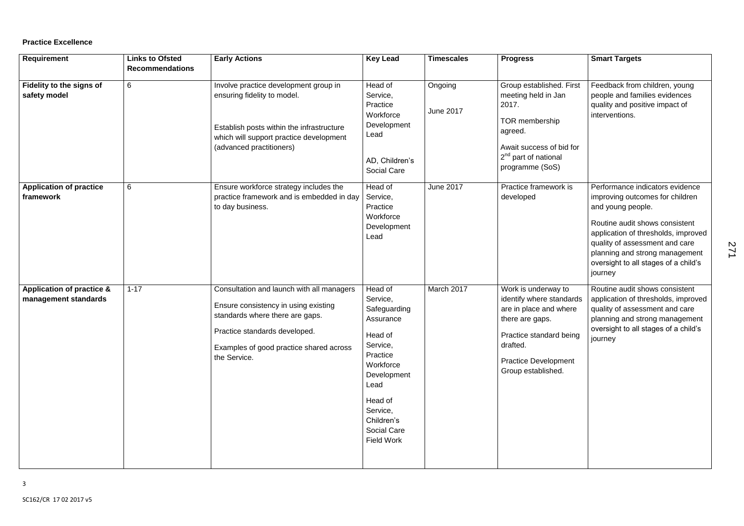**Practice Excellence**

| Requirement | Links to Ofsted Recommendations | Early Actions | Key Lead | Timescales | Progress | Smart Targets |
|---|---|---|---|---|---|---|
| **Fidelity to the signs of safety model** | 6 | Involve practice development group in ensuring fidelity to model.<br><br>Establish posts within the infrastructure which will support practice development (advanced practitioners) | Head of Service, Practice Workforce Development Lead<br><br>AD, Children's Social Care | Ongoing<br><br>June 2017 | Group established. First meeting held in Jan 2017.<br><br>TOR membership agreed.<br><br>Await success of bid for 2nd part of national programme (SoS) | Feedback from children, young people and families evidences quality and positive impact of interventions. |
| **Application of practice framework** | 6 | Ensure workforce strategy includes the practice framework and is embedded in day to day business. | Head of Service, Practice Workforce Development Lead | June 2017 | Practice framework is developed | Performance indicators evidence improving outcomes for children and young people.<br><br>Routine audit shows consistent application of thresholds, improved quality of assessment and care planning and strong management oversight to all stages of a child's journey |
| **Application of practice & management standards** | 1-17 | Consultation and launch with all managers<br><br>Ensure consistency in using existing standards where there are gaps.<br><br>Practice standards developed.<br><br>Examples of good practice shared across the Service. | Head of Service, Safeguarding Assurance<br><br>Head of Service, Practice Workforce Development Lead<br><br>Head of Service, Children's Social Care Field Work | March 2017 | Work is underway to identify where standards are in place and where there are gaps.<br><br>Practice standard being drafted.<br><br>Practice Development Group established. | Routine audit shows consistent application of thresholds, improved quality of assessment and care planning and strong management oversight to all stages of a child's journey |

SC162/CR 17 02 2017 v5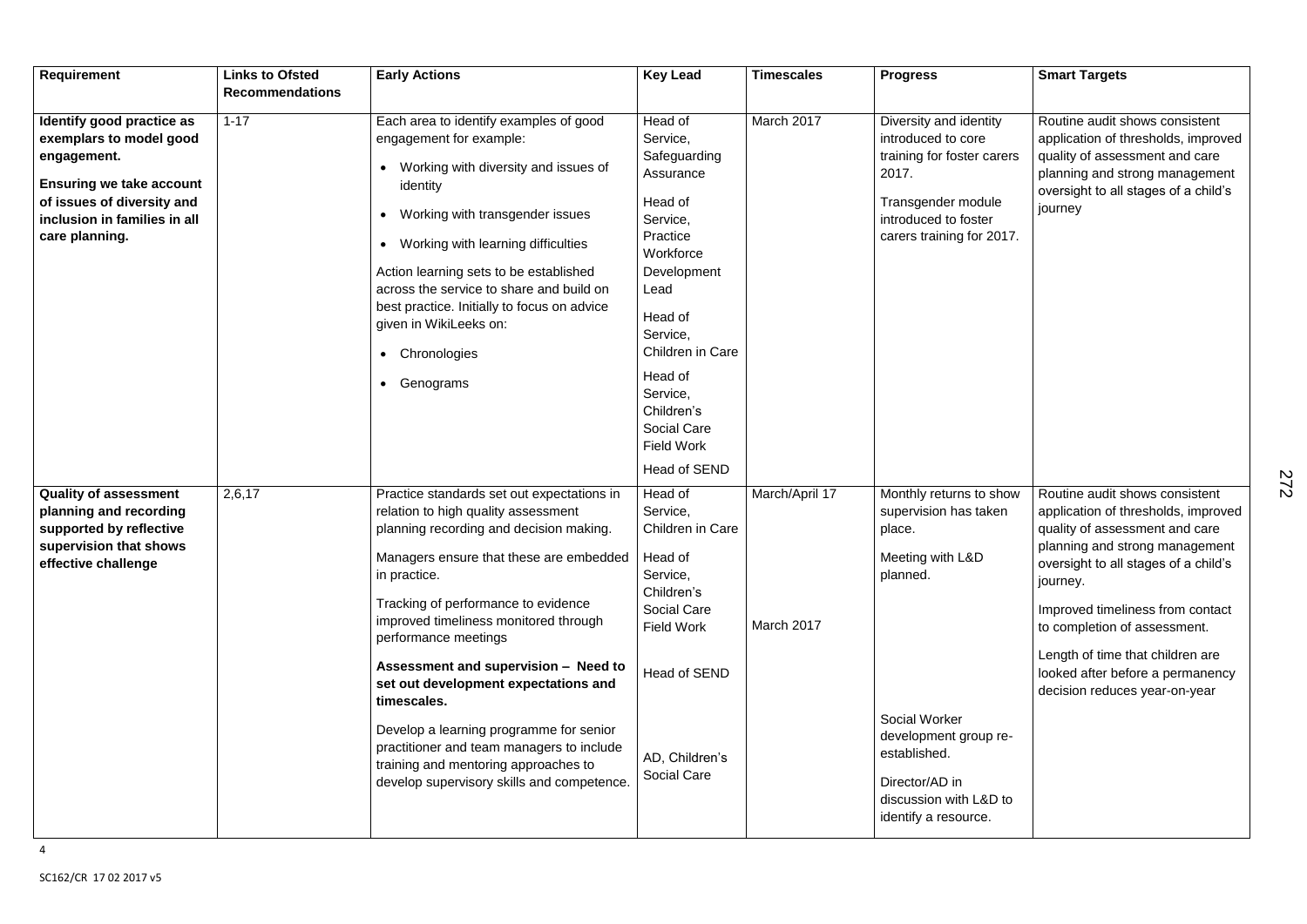| Requirement | Links to Ofsted Recommendations | Early Actions | Key Lead | Timescales | Progress | Smart Targets |
|---|---|---|---|---|---|---|
| **Identify good practice as exemplars to model good engagement.**<br><br>**Ensuring we take account of issues of diversity and inclusion in families in all care planning.** | 1-17 | Each area to identify examples of good engagement for example:<br>• Working with diversity and issues of identity<br>• Working with transgender issues<br>• Working with learning difficulties<br><br>Action learning sets to be established across the service to share and build on best practice. Initially to focus on advice given in WikiLeeks on:<br>• Chronologies<br>• Genograms | Head of Service, Safeguarding Assurance<br><br>Head of Service, Practice Workforce Development Lead<br><br>Head of Service, Children in Care<br><br>Head of Service, Children's Social Care Field Work<br><br>Head of SEND | March 2017 | Diversity and identity introduced to core training for foster carers 2017.<br><br>Transgender module introduced to foster carers training for 2017. | Routine audit shows consistent application of thresholds, improved quality of assessment and care planning and strong management oversight to all stages of a child's journey |
| **Quality of assessment planning and recording supported by reflective supervision that shows effective challenge** | 2,6,17 | Practice standards set out expectations in relation to high quality assessment planning recording and decision making.<br><br>Managers ensure that these are embedded in practice.<br><br>Tracking of performance to evidence improved timeliness monitored through performance meetings<br><br>**Assessment and supervision – Need to set out development expectations and timescales.**<br><br>Develop a learning programme for senior practitioner and team managers to include training and mentoring approaches to develop supervisory skills and competence. | Head of Service, Children in Care<br><br>Head of Service, Children's Social Care Field Work<br><br>Head of SEND<br><br>AD, Children's Social Care | March/April 17<br><br>March 2017 | Monthly returns to show supervision has taken place.<br><br>Meeting with L&D planned.<br><br>Social Worker development group re-established.<br><br>Director/AD in discussion with L&D to identify a resource. | Routine audit shows consistent application of thresholds, improved quality of assessment and care planning and strong management oversight to all stages of a child's journey.<br><br>Improved timeliness from contact to completion of assessment.<br><br>Length of time that children are looked after before a permanency decision reduces year-on-year |

SC162/CR 17 02 2017 v5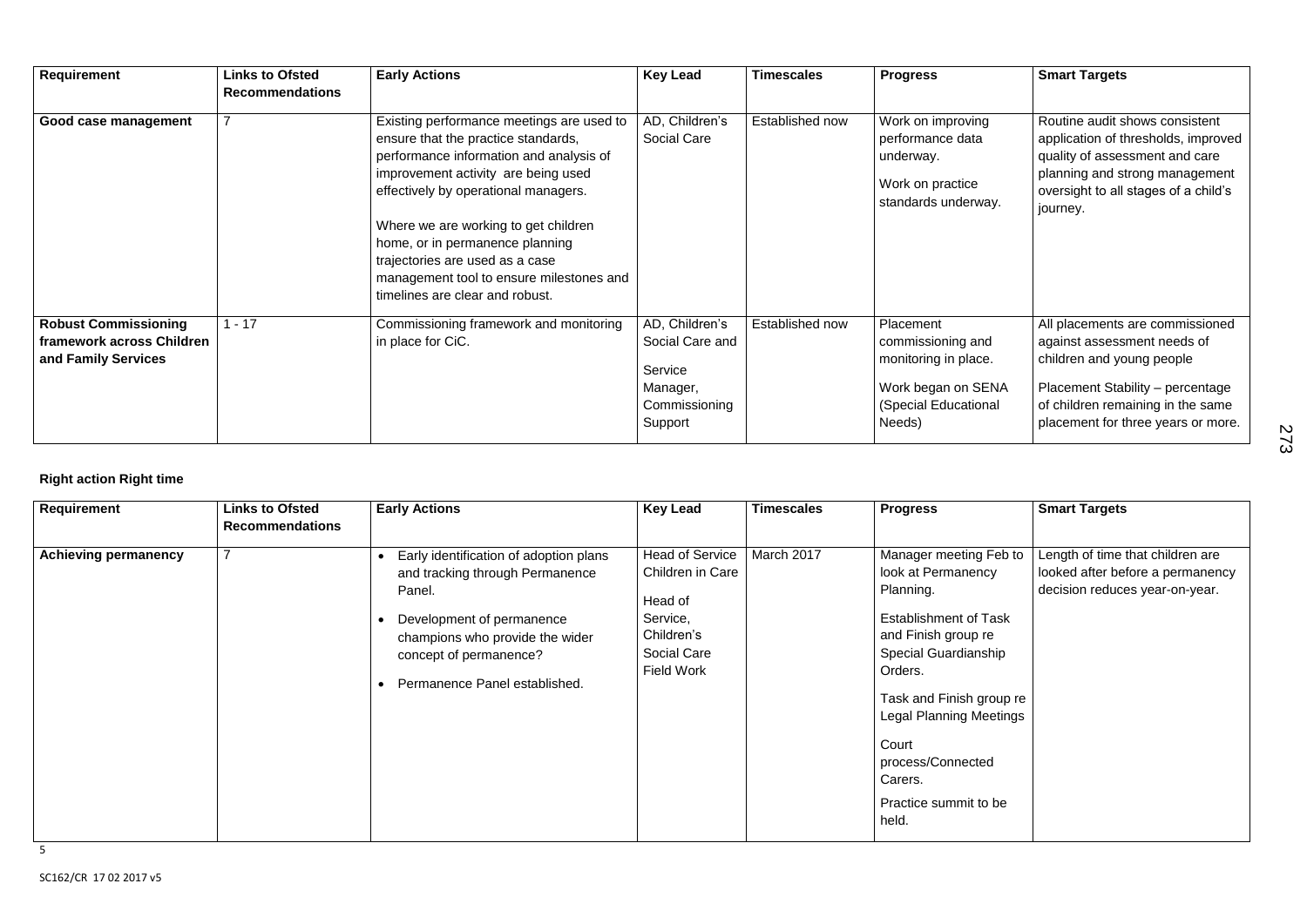| Requirement | Links to Ofsted Recommendations | Early Actions | Key Lead | Timescales | Progress | Smart Targets |
|---|---|---|---|---|---|---|
| **Good case management** | 7 | Existing performance meetings are used to ensure that the practice standards, performance information and analysis of improvement activity are being used effectively by operational managers.<br><br>Where we are working to get children home, or in permanence planning trajectories are used as a case management tool to ensure milestones and timelines are clear and robust. | AD, Children's Social Care | Established now | Work on improving performance data underway.<br><br>Work on practice standards underway. | Routine audit shows consistent application of thresholds, improved quality of assessment and care planning and strong management oversight to all stages of a child's journey. |
| **Robust Commissioning framework across Children and Family Services** | 1 - 17 | Commissioning framework and monitoring in place for CiC. | AD, Children's Social Care and<br><br>Service Manager, Commissioning Support | Established now | Placement commissioning and monitoring in place.<br><br>Work began on SENA (Special Educational Needs) | All placements are commissioned against assessment needs of children and young people<br><br>Placement Stability – percentage of children remaining in the same placement for three years or more. |

**Right action Right time**

| Requirement | Links to Ofsted Recommendations | Early Actions | Key Lead | Timescales | Progress | Smart Targets |
|---|---|---|---|---|---|---|
| **Achieving permanency** | 7 | • Early identification of adoption plans and tracking through Permanence Panel.<br>• Development of permanence champions who provide the wider concept of permanence?<br>• Permanence Panel established. | Head of Service Children in Care<br><br>Head of Service, Children's Social Care Field Work | March 2017 | Manager meeting Feb to look at Permanency Planning.<br><br>Establishment of Task and Finish group re Special Guardianship Orders.<br><br>Task and Finish group re Legal Planning Meetings<br><br>Court process/Connected Carers.<br><br>Practice summit to be held. | Length of time that children are looked after before a permanency decision reduces year-on-year. |

SC162/CR 17 02 2017 v5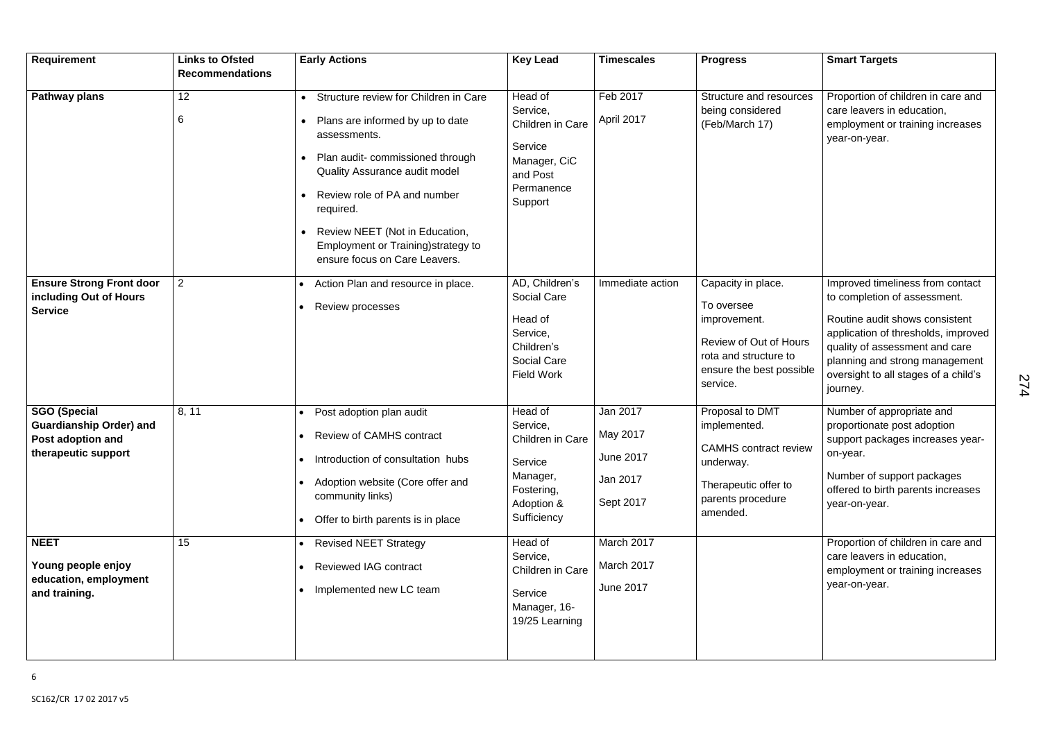| Requirement | Links to Ofsted Recommendations | Early Actions | Key Lead | Timescales | Progress | Smart Targets |
|---|---|---|---|---|---|---|
| **Pathway plans** | 12<br>6 | • Structure review for Children in Care<br>• Plans are informed by up to date assessments.<br>• Plan audit- commissioned through Quality Assurance audit model<br>• Review role of PA and number required.<br>• Review NEET (Not in Education, Employment or Training)strategy to ensure focus on Care Leavers. | Head of Service, Children in Care<br>Service Manager, CiC and Post Permanence Support | Feb 2017<br>April 2017 | Structure and resources being considered (Feb/March 17) | Proportion of children in care and care leavers in education, employment or training increases year-on-year. |
| **Ensure Strong Front door including Out of Hours Service** | 2 | • Action Plan and resource in place.<br>• Review processes | AD, Children's Social Care<br>Head of Service, Children's Social Care Field Work | Immediate action | Capacity in place.<br>To oversee improvement.<br>Review of Out of Hours rota and structure to ensure the best possible service. | Improved timeliness from contact to completion of assessment.<br>Routine audit shows consistent application of thresholds, improved quality of assessment and care planning and strong management oversight to all stages of a child's journey. |
| **SGO (Special Guardianship Order) and Post adoption and therapeutic support** | 8, 11 | • Post adoption plan audit<br>• Review of CAMHS contract<br>• Introduction of consultation hubs<br>• Adoption website (Core offer and community links)<br>• Offer to birth parents is in place | Head of Service, Children in Care<br>Service Manager, Fostering, Adoption & Sufficiency | Jan 2017<br>May 2017<br>June 2017<br>Jan 2017<br>Sept 2017 | Proposal to DMT implemented.<br>CAMHS contract review underway.<br>Therapeutic offer to parents procedure amended. | Number of appropriate and proportionate post adoption support packages increases year-on-year.<br>Number of support packages offered to birth parents increases year-on-year. |
| **NEET**<br>**Young people enjoy education, employment and training.** | 15 | • Revised NEET Strategy<br>• Reviewed IAG contract<br>• Implemented new LC team | Head of Service, Children in Care<br>Service Manager, 16-19/25 Learning | March 2017<br>March 2017<br>June 2017 | | Proportion of children in care and care leavers in education, employment or training increases year-on-year. |

SC162/CR 17 02 2017 v5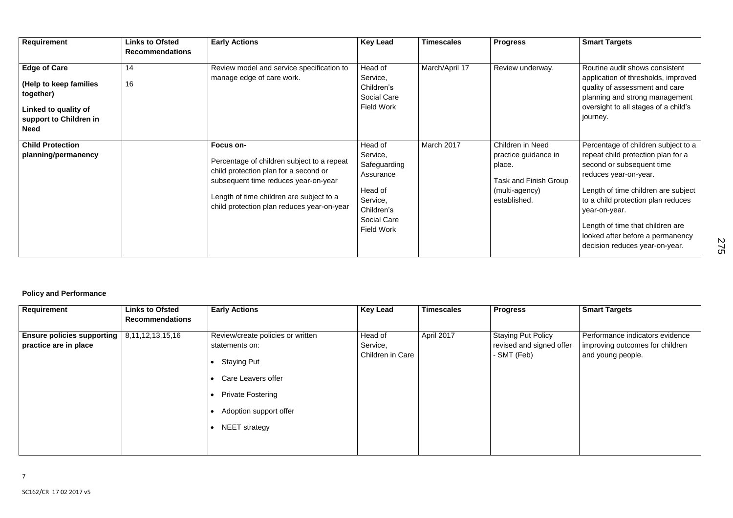| Requirement | Links to Ofsted Recommendations | Early Actions | Key Lead | Timescales | Progress | Smart Targets |
|---|---|---|---|---|---|---|
| **Edge of Care**<br><br>**(Help to keep families together)**<br><br>**Linked to quality of support to Children in Need** | 14<br><br>16 | Review model and service specification to manage edge of care work. | Head of Service, Children's Social Care Field Work | March/April 17 | Review underway. | Routine audit shows consistent application of thresholds, improved quality of assessment and care planning and strong management oversight to all stages of a child's journey. |
| **Child Protection planning/permanency** | | **Focus on-**<br><br>Percentage of children subject to a repeat child protection plan for a second or subsequent time reduces year-on-year<br><br>Length of time children are subject to a child protection plan reduces year-on-year | Head of Service, Safeguarding Assurance<br><br>Head of Service, Children's Social Care Field Work | March 2017 | Children in Need practice guidance in place.<br><br>Task and Finish Group (multi-agency) established. | Percentage of children subject to a repeat child protection plan for a second or subsequent time reduces year-on-year.<br><br>Length of time children are subject to a child protection plan reduces year-on-year.<br><br>Length of time that children are looked after before a permanency decision reduces year-on-year. |

**Policy and Performance**

| Requirement | Links to Ofsted Recommendations | Early Actions | Key Lead | Timescales | Progress | Smart Targets |
|---|---|---|---|---|---|---|
| **Ensure policies supporting practice are in place** | 8,11,12,13,15,16 | Review/create policies or written statements on:<br><br>• Staying Put<br>• Care Leavers offer<br>• Private Fostering<br>• Adoption support offer<br>• NEET strategy | Head of Service, Children in Care | April 2017 | Staying Put Policy revised and signed offer - SMT (Feb) | Performance indicators evidence improving outcomes for children and young people. |

SC162/CR 17 02 2017 v5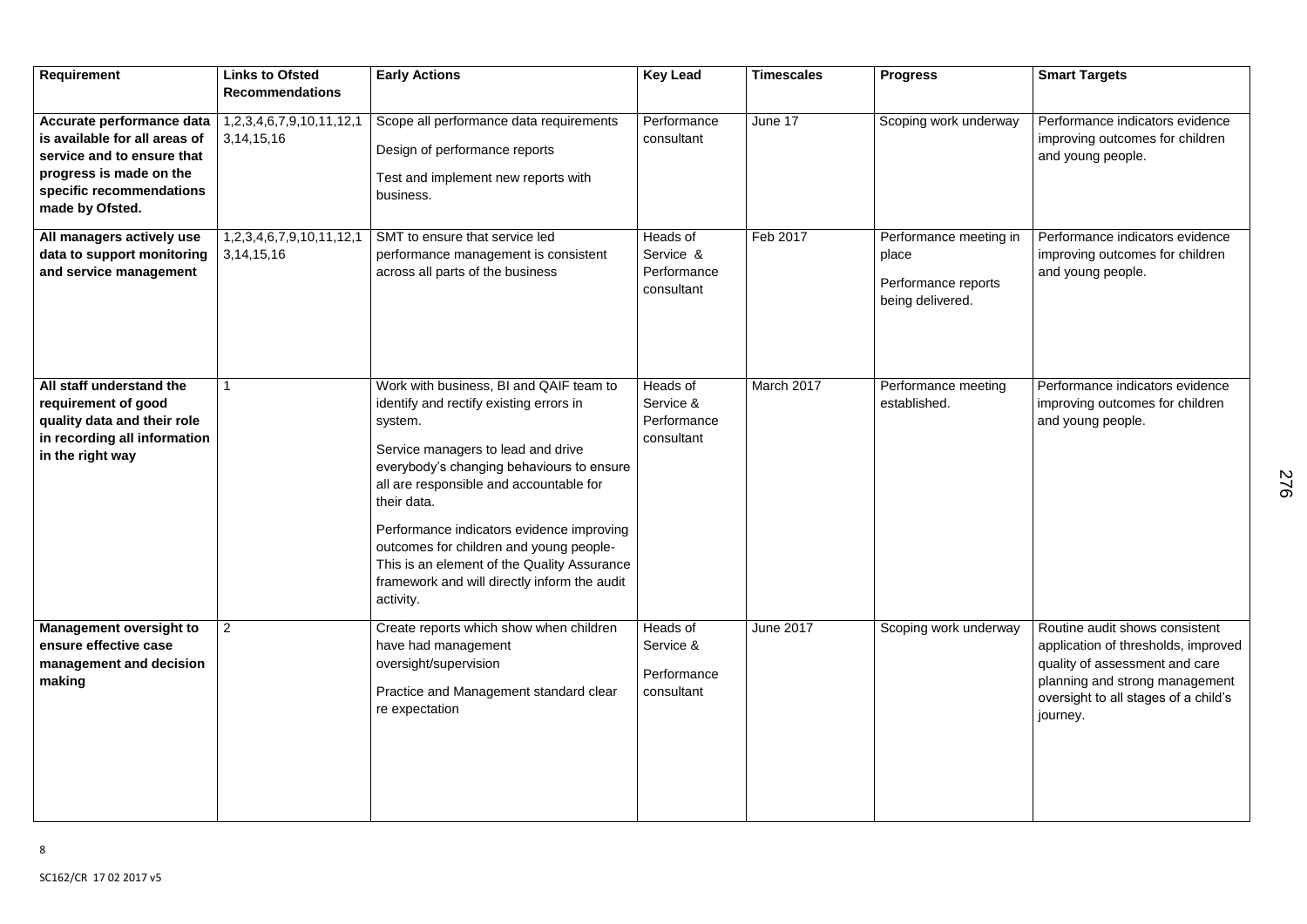| Requirement | Links to Ofsted Recommendations | Early Actions | Key Lead | Timescales | Progress | Smart Targets |
|---|---|---|---|---|---|---|
| **Accurate performance data is available for all areas of service and to ensure that progress is made on the specific recommendations made by Ofsted.** | 1,2,3,4,6,7,9,10,11,12,13,14,15,16 | Scope all performance data requirements<br><br>Design of performance reports<br><br>Test and implement new reports with business. | Performance consultant | June 17 | Scoping work underway | Performance indicators evidence improving outcomes for children and young people. |
| **All managers actively use data to support monitoring and service management** | 1,2,3,4,6,7,9,10,11,12,13,14,15,16 | SMT to ensure that service led performance management is consistent across all parts of the business | Heads of Service & Performance consultant | Feb 2017 | Performance meeting in place<br><br>Performance reports being delivered. | Performance indicators evidence improving outcomes for children and young people. |
| **All staff understand the requirement of good quality data and their role in recording all information in the right way** | 1 | Work with business, BI and QAIF team to identify and rectify existing errors in system.<br><br>Service managers to lead and drive everybody's changing behaviours to ensure all are responsible and accountable for their data.<br><br>Performance indicators evidence improving outcomes for children and young people- This is an element of the Quality Assurance framework and will directly inform the audit activity. | Heads of Service & Performance consultant | March 2017 | Performance meeting established. | Performance indicators evidence improving outcomes for children and young people. |
| **Management oversight to ensure effective case management and decision making** | 2 | Create reports which show when children have had management oversight/supervision<br><br>Practice and Management standard clear re expectation | Heads of Service &<br><br>Performance consultant | June 2017 | Scoping work underway | Routine audit shows consistent application of thresholds, improved quality of assessment and care planning and strong management oversight to all stages of a child's journey. |

SC162/CR 17 02 2017 v5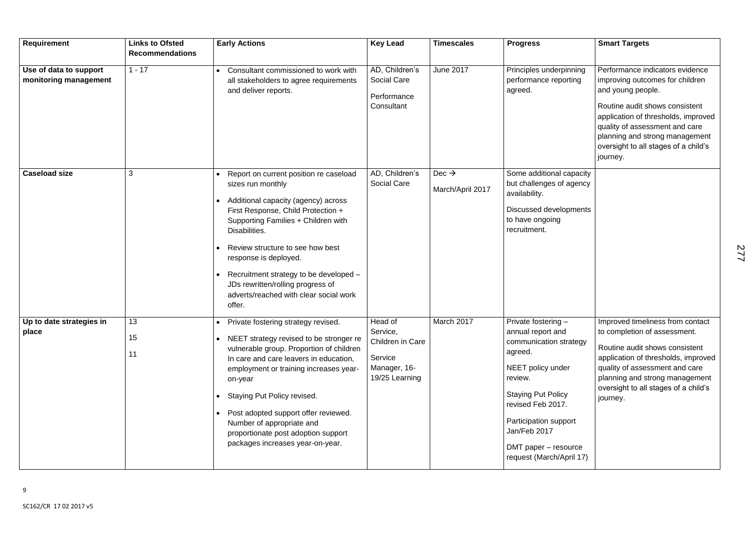| Requirement | Links to Ofsted Recommendations | Early Actions | Key Lead | Timescales | Progress | Smart Targets |
|---|---|---|---|---|---|---|
| **Use of data to support monitoring management** | 1 - 17 | • Consultant commissioned to work with all stakeholders to agree requirements and deliver reports. | AD, Children's Social Care<br><br>Performance Consultant | June 2017 | Principles underpinning performance reporting agreed. | Performance indicators evidence improving outcomes for children and young people.<br><br>Routine audit shows consistent application of thresholds, improved quality of assessment and care planning and strong management oversight to all stages of a child's journey. |
| **Caseload size** | 3 | • Report on current position re caseload sizes run monthly<br><br>• Additional capacity (agency) across First Response, Child Protection + Supporting Families + Children with Disabilities.<br><br>• Review structure to see how best response is deployed.<br><br>• Recruitment strategy to be developed – JDs rewritten/rolling progress of adverts/reached with clear social work offer. | AD, Children's Social Care | Dec →<br><br>March/April 2017 | Some additional capacity but challenges of agency availability.<br><br>Discussed developments to have ongoing recruitment. | |
| **Up to date strategies in place** | 13<br><br>15<br><br>11 | • Private fostering strategy revised.<br><br>• NEET strategy revised to be stronger re vulnerable group. Proportion of children In care and care leavers in education, employment or training increases year-on-year<br><br>• Staying Put Policy revised.<br><br>• Post adopted support offer reviewed. Number of appropriate and proportionate post adoption support packages increases year-on-year. | Head of Service, Children in Care<br><br>Service Manager, 16-19/25 Learning | March 2017 | Private fostering – annual report and communication strategy agreed.<br><br>NEET policy under review.<br><br>Staying Put Policy revised Feb 2017.<br><br>Participation support Jan/Feb 2017<br><br>DMT paper – resource request (March/April 17) | Improved timeliness from contact to completion of assessment.<br><br>Routine audit shows consistent application of thresholds, improved quality of assessment and care planning and strong management oversight to all stages of a child's journey. |

SC162/CR 17 02 2017 v5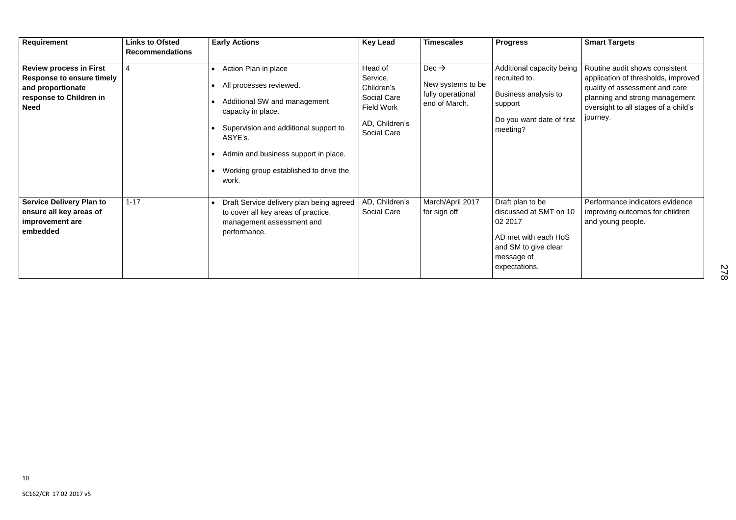| Requirement | Links to Ofsted Recommendations | Early Actions | Key Lead | Timescales | Progress | Smart Targets |
|---|---|---|---|---|---|---|
| **Review process in First Response to ensure timely and proportionate response to Children in Need** | 4 | • Action Plan in place<br>• All processes reviewed.<br>• Additional SW and management capacity in place.<br>• Supervision and additional support to ASYE's.<br>• Admin and business support in place.<br>• Working group established to drive the work. | Head of Service, Children's Social Care Field Work<br><br>AD, Children's Social Care | Dec →<br><br>New systems to be fully operational end of March. | Additional capacity being recruited to.<br><br>Business analysis to support<br><br>Do you want date of first meeting? | Routine audit shows consistent application of thresholds, improved quality of assessment and care planning and strong management oversight to all stages of a child's journey. |
| **Service Delivery Plan to ensure all key areas of improvement are embedded** | 1-17 | • Draft Service delivery plan being agreed to cover all key areas of practice, management assessment and performance. | AD, Children's Social Care | March/April 2017 for sign off | Draft plan to be discussed at SMT on 10 02 2017<br><br>AD met with each HoS and SM to give clear message of expectations. | Performance indicators evidence improving outcomes for children and young people. |

SC162/CR 17 02 2017 v5